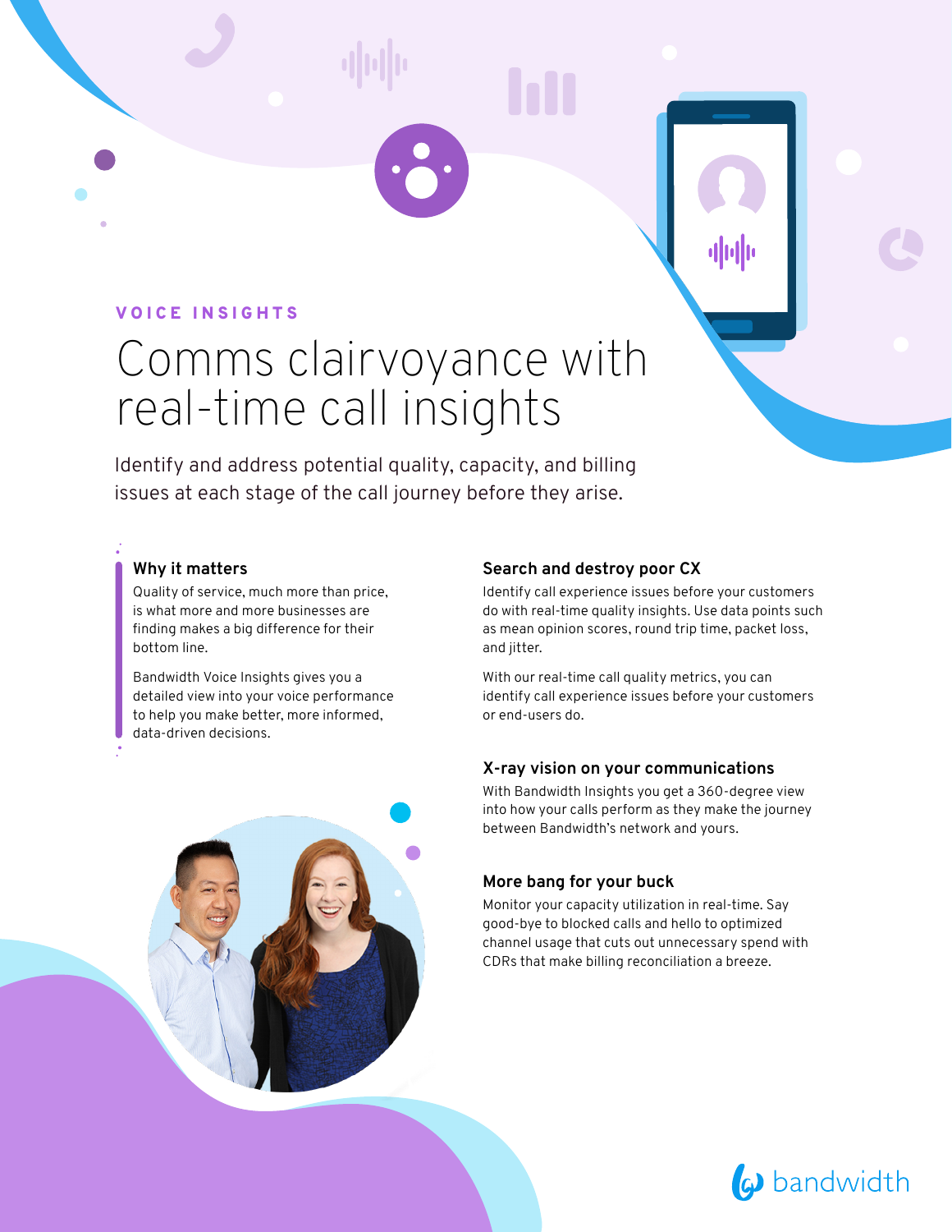VOICE INSIGHTS

# Comms clairvoyance with real-time call insights

Identify and address potential quality, capacity, and billing issues at each stage of the call journey before they arise.

### Why it matters

Quality of service, much more than price, is what more and more businesses are finding makes a big difference for their bottom line.

Bandwidth Voice Insights gives you a detailed view into your voice performance to help you make better, more informed, data-driven decisions.

### Search and destroy poor CX

Identify call experience issues before your customers do with real-time quality insights. Use data points such as mean opinion scores, round trip time, packet loss, and jitter.

With our real-time call quality metrics, you can identify call experience issues before your customers or end-users do.

### X-ray vision on your communications

With Bandwidth Insights you get a 360-degree view into how your calls perform as they make the journey between Bandwidth's network and yours.

### More bang for your buck

Monitor your capacity utilization in real-time. Say good-bye to blocked calls and hello to optimized channel usage that cuts out unnecessary spend with CDRs that make billing reconciliation a breeze.

bandwidth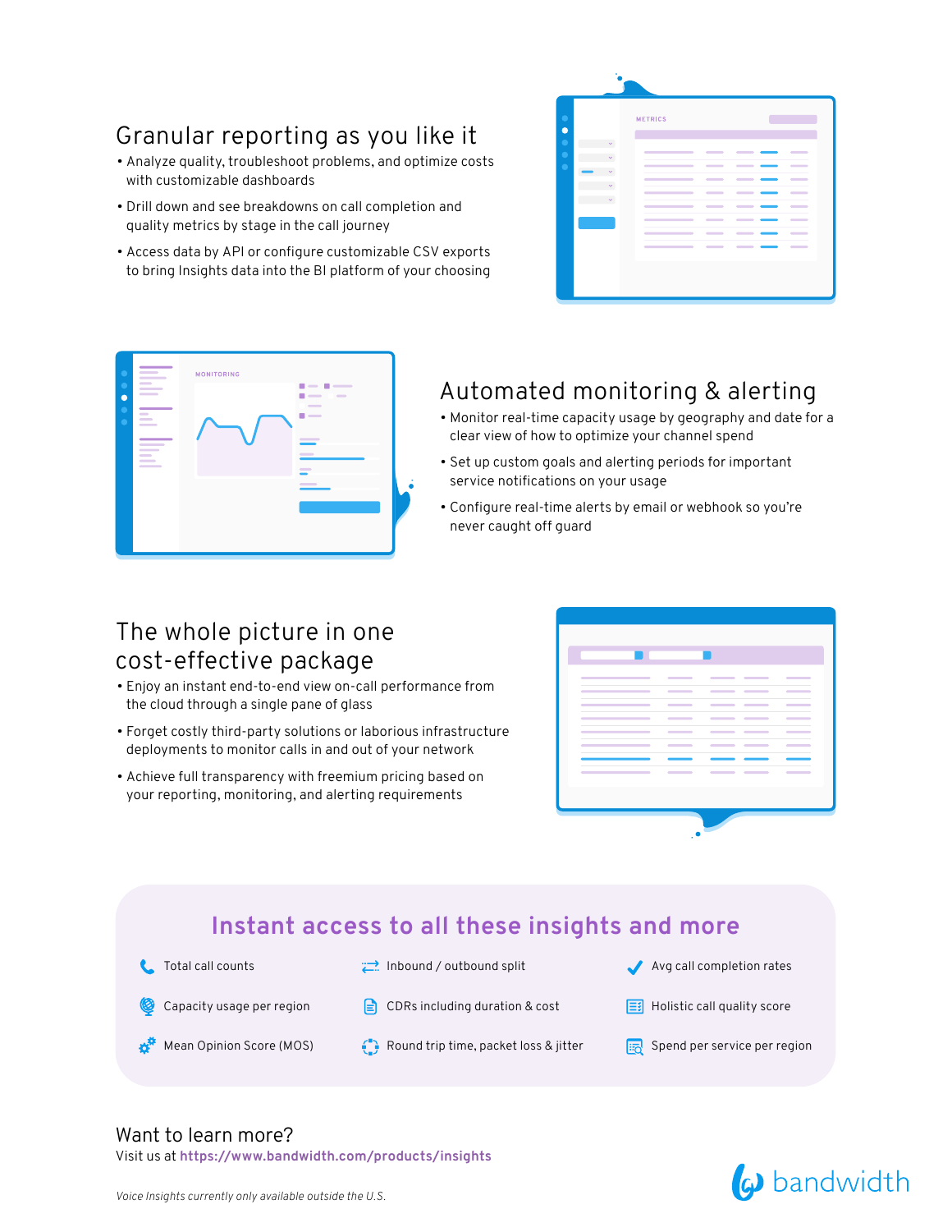## Granular reporting as you like it

- Analyze quality, troubleshoot problems, and optimize costs with customizable dashboards
- Drill down and see breakdowns on call completion and quality metrics by stage in the call journey
- Access data by API or configure customizable CSV exports to bring Insights data into the BI platform of your choosing

## Automated monitoring & alerting

- Monitor real-time capacity usage by geography and date for a clear view of how to optimize your channel spend
- Set up custom goals and alerting periods for important service notifications on your usage
- Configure real-time alerts by email or webhook so you're never caught off guard

## The whole picture in one cost-effective package

- Enjoy an instant end-to-end view on-call performance from the cloud through a single pane of glass
- Forget costly third-party solutions or laborious infrastructure deployments to monitor calls in and out of your network
- Achieve full transparency with freemium pricing based on your reporting, monitoring, and alerting requirements

## Instant access to all these insights and more

- Total call counts
- Inbound / outbound split
- Avg call completion rates
- Capacity usage per region
- CDRs including duration & cost
- Holistic call quality score
- Mean Opinion Score (MOS)
- Round trip time, packet loss & jitter
- Spend per service per region

## Want to learn more?

Visit us at **https://www.bandwidth.com/products/insights**

*Voice Insights currently only available outside the U.S.*

bandwidth